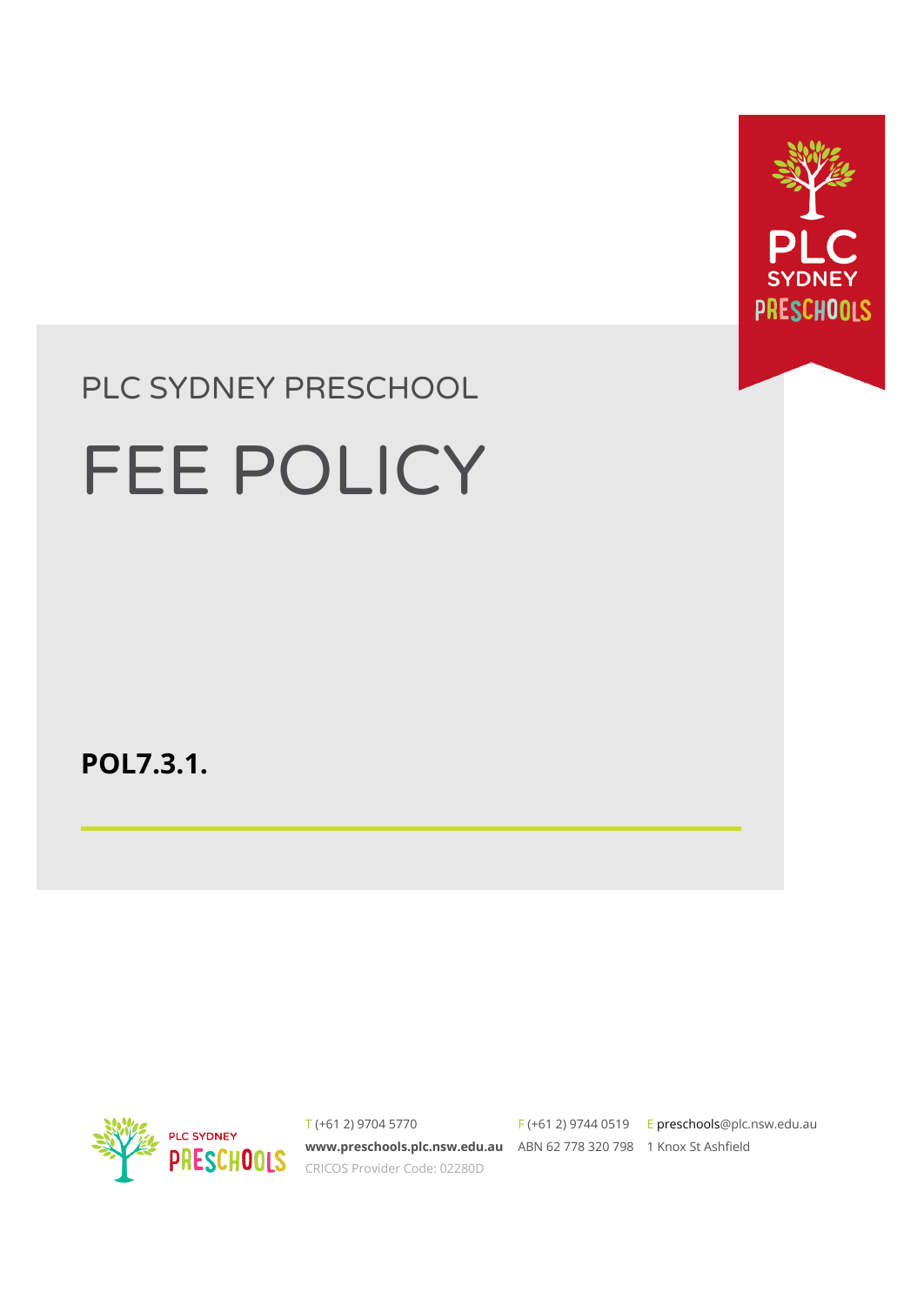PLC SYDNEY PRESCHOOL

# FEE POLICY

**POL7.3.1.**

T (+61 2) 9704 5770 F (+61 2) 9744 0519 E preschools@plc.nsw.edu.au

**www.preschools.plc.nsw.edu.au** ABN 62 778 320 798 1 Knox St Ashfield

CRICOS Provider Code: 02280D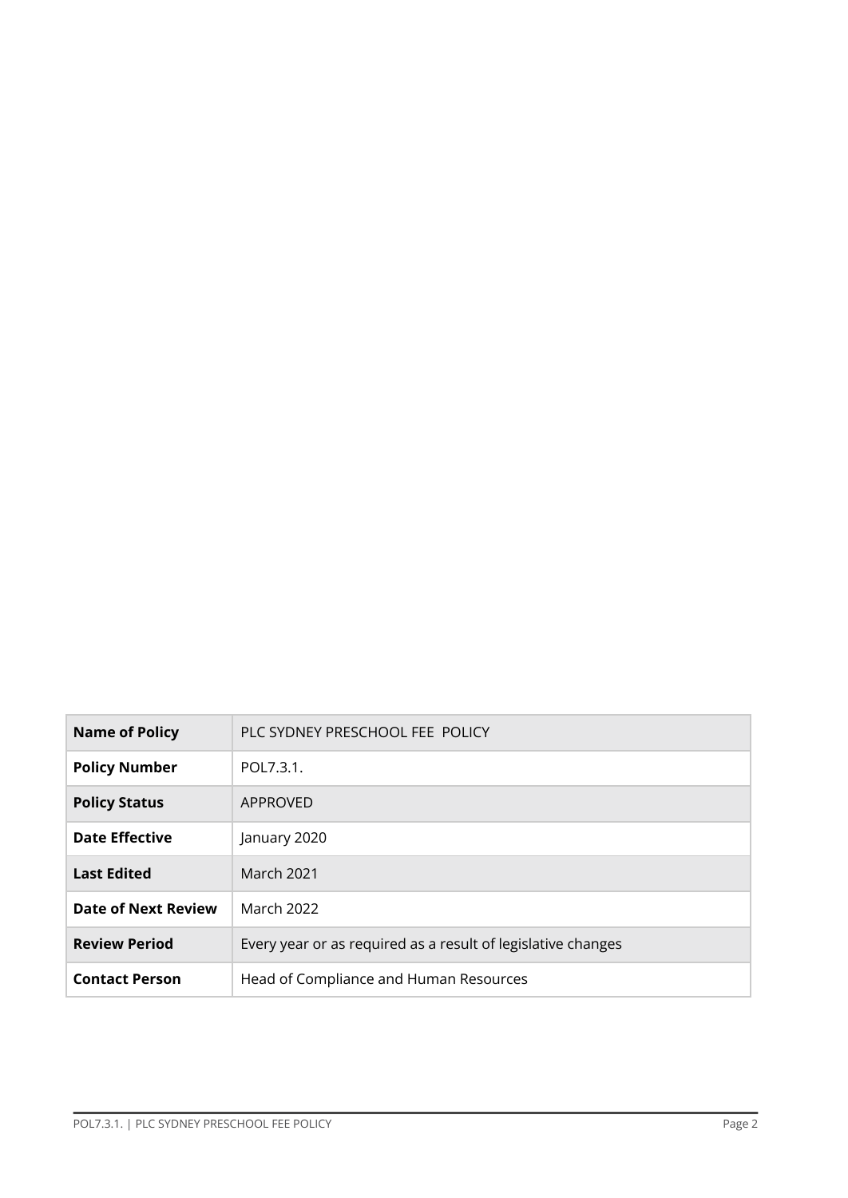| **Name of Policy** | PLC SYDNEY PRESCHOOL FEE POLICY |
|---|---|
| **Policy Number** | POL7.3.1. |
| **Policy Status** | APPROVED |
| **Date Effective** | January 2020 |
| **Last Edited** | March 2021 |
| **Date of Next Review** | March 2022 |
| **Review Period** | Every year or as required as a result of legislative changes |
| **Contact Person** | Head of Compliance and Human Resources |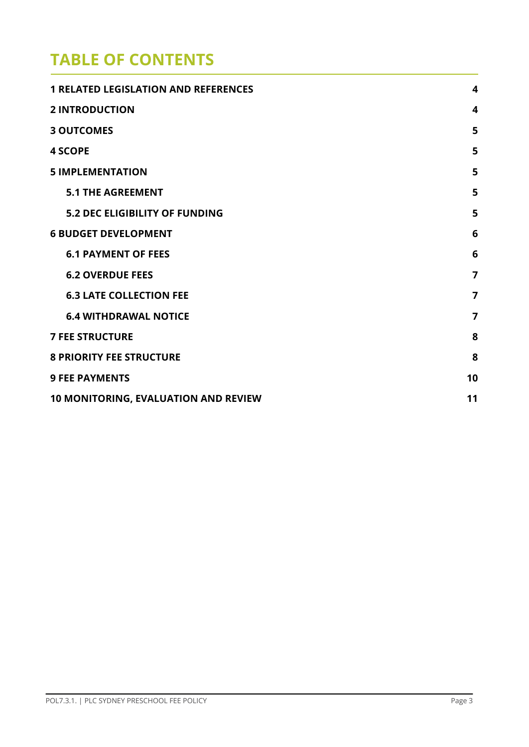# TABLE OF CONTENTS

| | |
|---|---|
| **1 RELATED LEGISLATION AND REFERENCES** | **4** |
| **2 INTRODUCTION** | **4** |
| **3 OUTCOMES** | **5** |
| **4 SCOPE** | **5** |
| **5 IMPLEMENTATION** | **5** |
| **5.1 THE AGREEMENT** | **5** |
| **5.2 DEC ELIGIBILITY OF FUNDING** | **5** |
| **6 BUDGET DEVELOPMENT** | **6** |
| **6.1 PAYMENT OF FEES** | **6** |
| **6.2 OVERDUE FEES** | **7** |
| **6.3 LATE COLLECTION FEE** | **7** |
| **6.4 WITHDRAWAL NOTICE** | **7** |
| **7 FEE STRUCTURE** | **8** |
| **8 PRIORITY FEE STRUCTURE** | **8** |
| **9 FEE PAYMENTS** | **10** |
| **10 MONITORING, EVALUATION AND REVIEW** | **11** |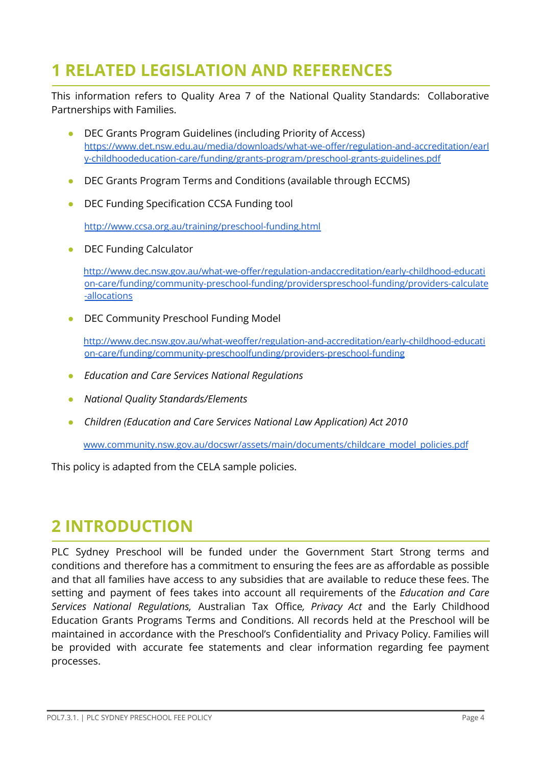# 1 RELATED LEGISLATION AND REFERENCES

This information refers to Quality Area 7 of the National Quality Standards: Collaborative Partnerships with Families.

- DEC Grants Program Guidelines (including Priority of Access) [https://www.det.nsw.edu.au/media/downloads/what-we-offer/regulation-and-accreditation/early-childhoodeducation-care/funding/grants-program/preschool-grants-guidelines.pdf](https://www.det.nsw.edu.au/media/downloads/what-we-offer/regulation-and-accreditation/early-childhoodeducation-care/funding/grants-program/preschool-grants-guidelines.pdf)
- DEC Grants Program Terms and Conditions (available through ECCMS)
- DEC Funding Specification CCSA Funding tool

  [http://www.ccsa.org.au/training/preschool-funding.html](http://www.ccsa.org.au/training/preschool-funding.html)
- DEC Funding Calculator

  [http://www.dec.nsw.gov.au/what-we-offer/regulation-andaccreditation/early-childhood-education-care/funding/community-preschool-funding/providerspreschool-funding/providers-calculate-allocations](http://www.dec.nsw.gov.au/what-we-offer/regulation-andaccreditation/early-childhood-education-care/funding/community-preschool-funding/providerspreschool-funding/providers-calculate-allocations)
- DEC Community Preschool Funding Model

  [http://www.dec.nsw.gov.au/what-weoffer/regulation-and-accreditation/early-childhood-education-care/funding/community-preschoolfunding/providers-preschool-funding](http://www.dec.nsw.gov.au/what-weoffer/regulation-and-accreditation/early-childhood-education-care/funding/community-preschoolfunding/providers-preschool-funding)
- *Education and Care Services National Regulations*
- *National Quality Standards/Elements*
- *Children (Education and Care Services National Law Application) Act 2010*

  [www.community.nsw.gov.au/docswr/assets/main/documents/childcare_model_policies.pdf](www.community.nsw.gov.au/docswr/assets/main/documents/childcare_model_policies.pdf)

This policy is adapted from the CELA sample policies.

# 2 INTRODUCTION

PLC Sydney Preschool will be funded under the Government Start Strong terms and conditions and therefore has a commitment to ensuring the fees are as affordable as possible and that all families have access to any subsidies that are available to reduce these fees. The setting and payment of fees takes into account all requirements of the *Education and Care Services National Regulations,* Australian Tax Office*, Privacy Act* and the Early Childhood Education Grants Programs Terms and Conditions. All records held at the Preschool will be maintained in accordance with the Preschool's Confidentiality and Privacy Policy. Families will be provided with accurate fee statements and clear information regarding fee payment processes.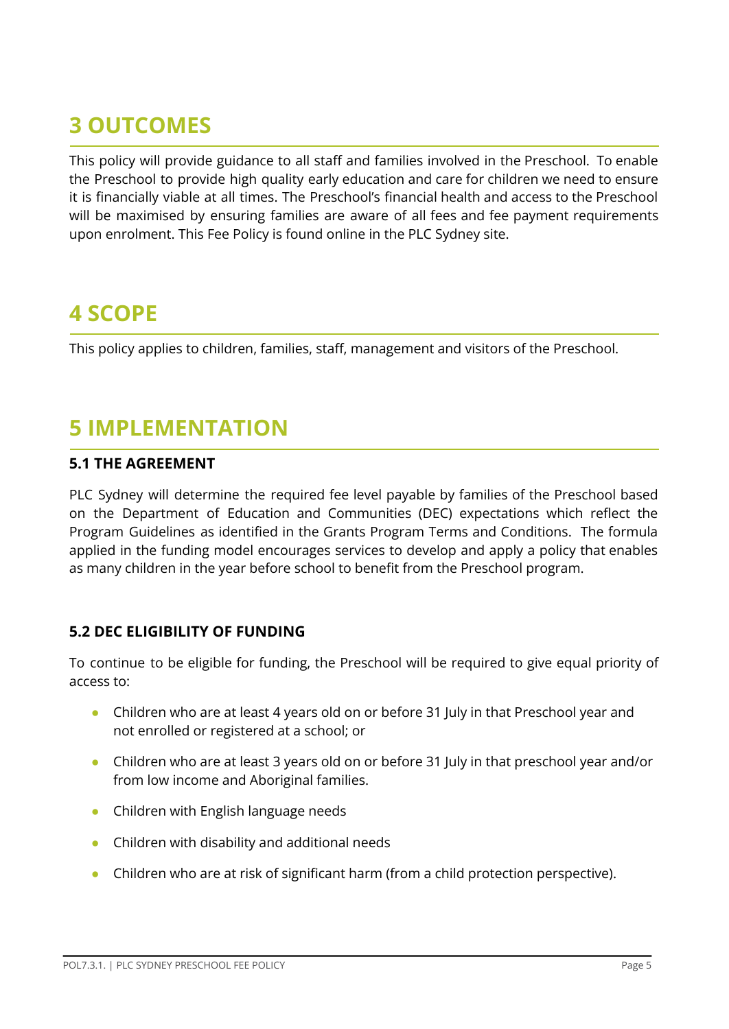# 3 OUTCOMES

This policy will provide guidance to all staff and families involved in the Preschool. To enable the Preschool to provide high quality early education and care for children we need to ensure it is financially viable at all times. The Preschool's financial health and access to the Preschool will be maximised by ensuring families are aware of all fees and fee payment requirements upon enrolment. This Fee Policy is found online in the PLC Sydney site.

# 4 SCOPE

This policy applies to children, families, staff, management and visitors of the Preschool.

# 5 IMPLEMENTATION

### 5.1 THE AGREEMENT

PLC Sydney will determine the required fee level payable by families of the Preschool based on the Department of Education and Communities (DEC) expectations which reflect the Program Guidelines as identified in the Grants Program Terms and Conditions. The formula applied in the funding model encourages services to develop and apply a policy that enables as many children in the year before school to benefit from the Preschool program.

### 5.2 DEC ELIGIBILITY OF FUNDING

To continue to be eligible for funding, the Preschool will be required to give equal priority of access to:

- Children who are at least 4 years old on or before 31 July in that Preschool year and not enrolled or registered at a school; or
- Children who are at least 3 years old on or before 31 July in that preschool year and/or from low income and Aboriginal families.
- Children with English language needs
- Children with disability and additional needs
- Children who are at risk of significant harm (from a child protection perspective).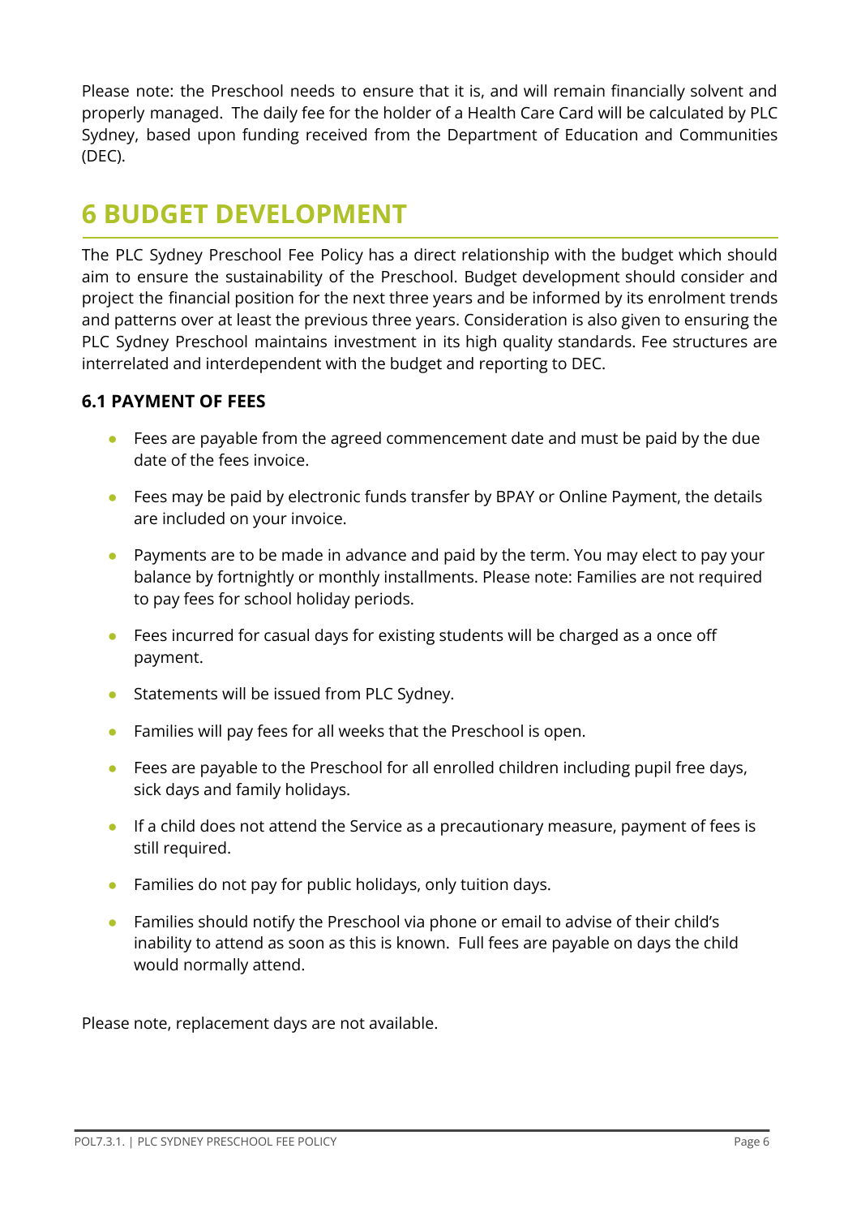Please note: the Preschool needs to ensure that it is, and will remain financially solvent and properly managed. The daily fee for the holder of a Health Care Card will be calculated by PLC Sydney, based upon funding received from the Department of Education and Communities (DEC).

# 6 BUDGET DEVELOPMENT

The PLC Sydney Preschool Fee Policy has a direct relationship with the budget which should aim to ensure the sustainability of the Preschool. Budget development should consider and project the financial position for the next three years and be informed by its enrolment trends and patterns over at least the previous three years. Consideration is also given to ensuring the PLC Sydney Preschool maintains investment in its high quality standards. Fee structures are interrelated and interdependent with the budget and reporting to DEC.

### 6.1 PAYMENT OF FEES

- Fees are payable from the agreed commencement date and must be paid by the due date of the fees invoice.
- Fees may be paid by electronic funds transfer by BPAY or Online Payment, the details are included on your invoice.
- Payments are to be made in advance and paid by the term. You may elect to pay your balance by fortnightly or monthly installments. Please note: Families are not required to pay fees for school holiday periods.
- Fees incurred for casual days for existing students will be charged as a once off payment.
- Statements will be issued from PLC Sydney.
- Families will pay fees for all weeks that the Preschool is open.
- Fees are payable to the Preschool for all enrolled children including pupil free days, sick days and family holidays.
- If a child does not attend the Service as a precautionary measure, payment of fees is still required.
- Families do not pay for public holidays, only tuition days.
- Families should notify the Preschool via phone or email to advise of their child's inability to attend as soon as this is known. Full fees are payable on days the child would normally attend.

Please note, replacement days are not available.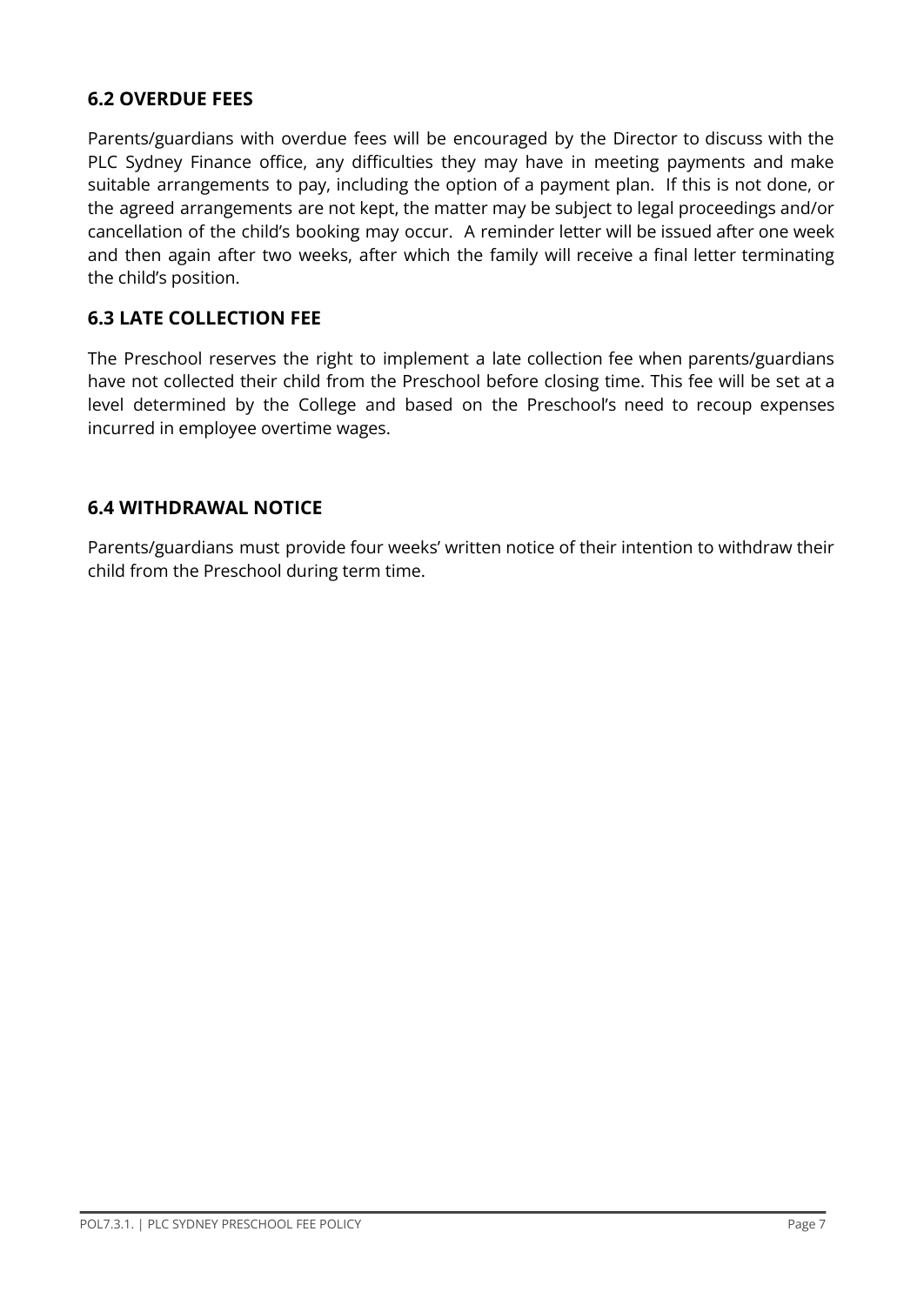### 6.2 OVERDUE FEES

Parents/guardians with overdue fees will be encouraged by the Director to discuss with the PLC Sydney Finance office, any difficulties they may have in meeting payments and make suitable arrangements to pay, including the option of a payment plan. If this is not done, or the agreed arrangements are not kept, the matter may be subject to legal proceedings and/or cancellation of the child's booking may occur. A reminder letter will be issued after one week and then again after two weeks, after which the family will receive a final letter terminating the child's position.

### 6.3 LATE COLLECTION FEE

The Preschool reserves the right to implement a late collection fee when parents/guardians have not collected their child from the Preschool before closing time. This fee will be set at a level determined by the College and based on the Preschool's need to recoup expenses incurred in employee overtime wages.

### 6.4 WITHDRAWAL NOTICE

Parents/guardians must provide four weeks' written notice of their intention to withdraw their child from the Preschool during term time.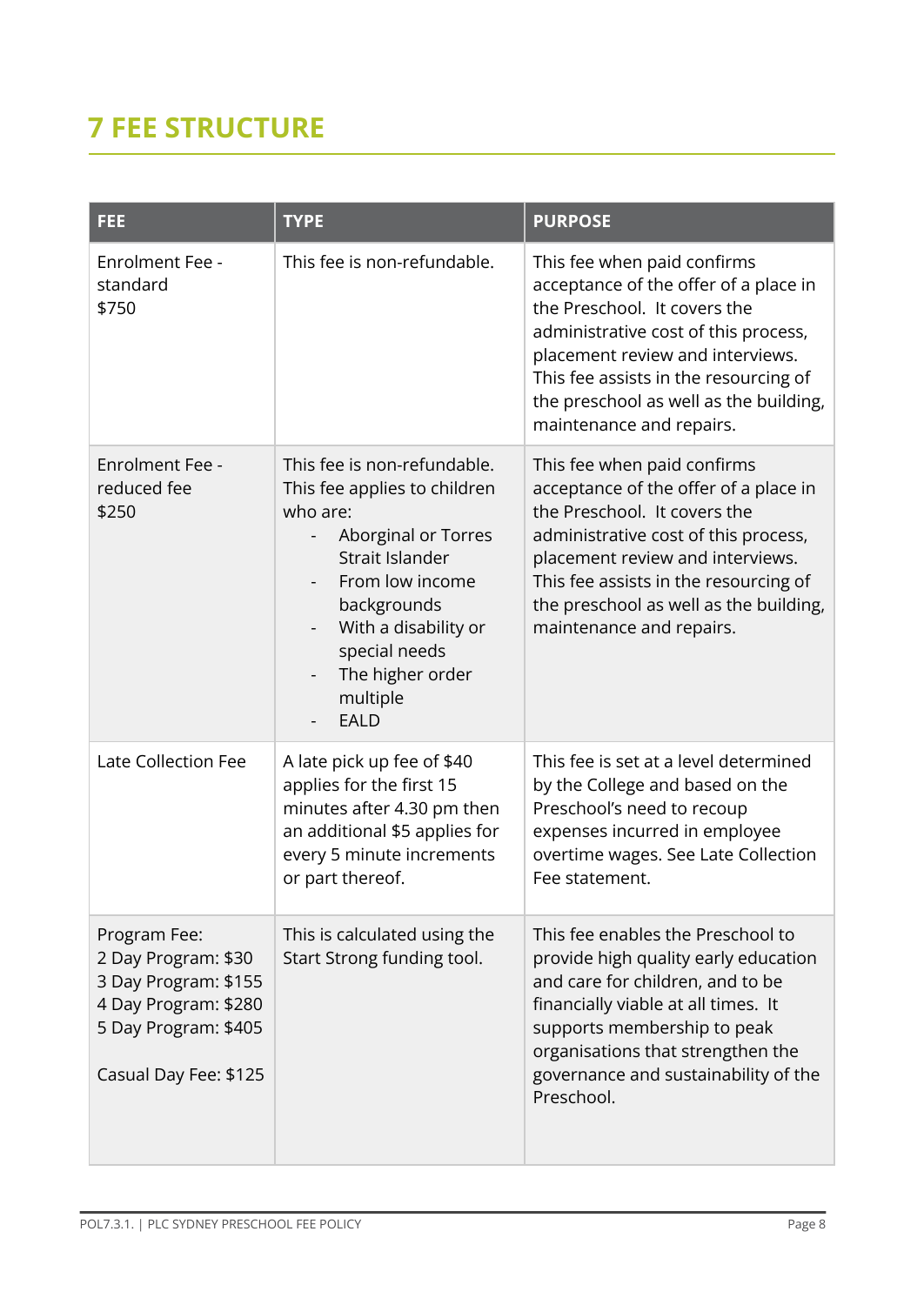## 7 FEE STRUCTURE

| FEE | TYPE | PURPOSE |
|---|---|---|
| Enrolment Fee - standard $750 | This fee is non-refundable. | This fee when paid confirms acceptance of the offer of a place in the Preschool. It covers the administrative cost of this process, placement review and interviews. This fee assists in the resourcing of the preschool as well as the building, maintenance and repairs. |
| Enrolment Fee - reduced fee $250 | This fee is non-refundable. This fee applies to children who are:<br>- Aborginal or Torres Strait Islander<br>- From low income backgrounds<br>- With a disability or special needs<br>- The higher order multiple<br>- EALD | This fee when paid confirms acceptance of the offer of a place in the Preschool. It covers the administrative cost of this process, placement review and interviews. This fee assists in the resourcing of the preschool as well as the building, maintenance and repairs. |
| Late Collection Fee | A late pick up fee of $40 applies for the first 15 minutes after 4.30 pm then an additional $5 applies for every 5 minute increments or part thereof. | This fee is set at a level determined by the College and based on the Preschool's need to recoup expenses incurred in employee overtime wages. See Late Collection Fee statement. |
| Program Fee:<br>2 Day Program: $30<br>3 Day Program: $155<br>4 Day Program: $280<br>5 Day Program: $405<br><br>Casual Day Fee: $125 | This is calculated using the Start Strong funding tool. | This fee enables the Preschool to provide high quality early education and care for children, and to be financially viable at all times. It supports membership to peak organisations that strengthen the governance and sustainability of the Preschool. |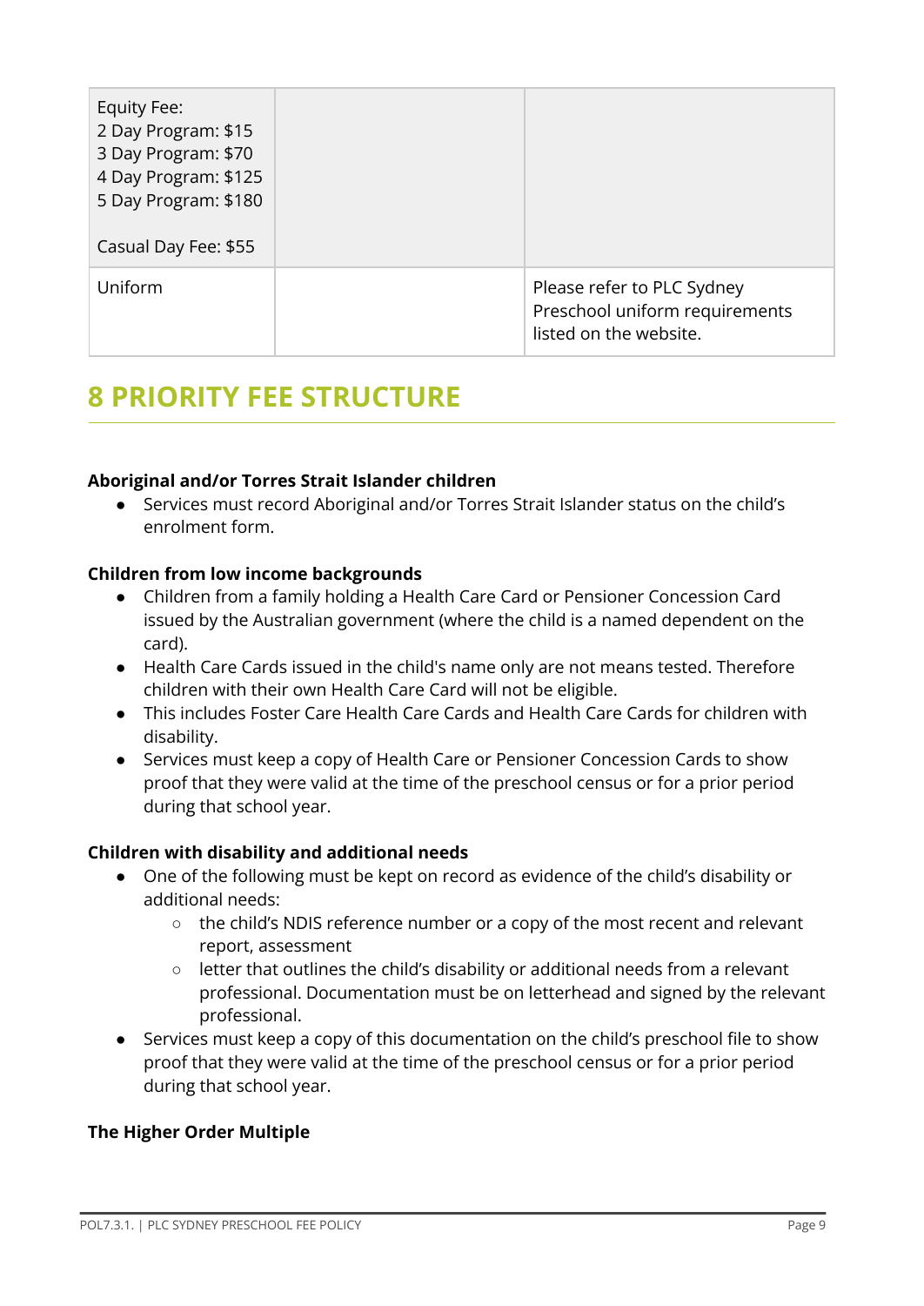| | | |
|---|---|---|
| Equity Fee:<br>2 Day Program: $15<br>3 Day Program: $70<br>4 Day Program: $125<br>5 Day Program: $180<br><br>Casual Day Fee: $55 | | |
| Uniform | | Please refer to PLC Sydney Preschool uniform requirements listed on the website. |

# 8 PRIORITY FEE STRUCTURE

**Aboriginal and/or Torres Strait Islander children**

- Services must record Aboriginal and/or Torres Strait Islander status on the child's enrolment form.

**Children from low income backgrounds**

- Children from a family holding a Health Care Card or Pensioner Concession Card issued by the Australian government (where the child is a named dependent on the card).
- Health Care Cards issued in the child's name only are not means tested. Therefore children with their own Health Care Card will not be eligible.
- This includes Foster Care Health Care Cards and Health Care Cards for children with disability.
- Services must keep a copy of Health Care or Pensioner Concession Cards to show proof that they were valid at the time of the preschool census or for a prior period during that school year.

**Children with disability and additional needs**

- One of the following must be kept on record as evidence of the child's disability or additional needs:
    - the child's NDIS reference number or a copy of the most recent and relevant report, assessment
    - letter that outlines the child's disability or additional needs from a relevant professional. Documentation must be on letterhead and signed by the relevant professional.
- Services must keep a copy of this documentation on the child's preschool file to show proof that they were valid at the time of the preschool census or for a prior period during that school year.

**The Higher Order Multiple**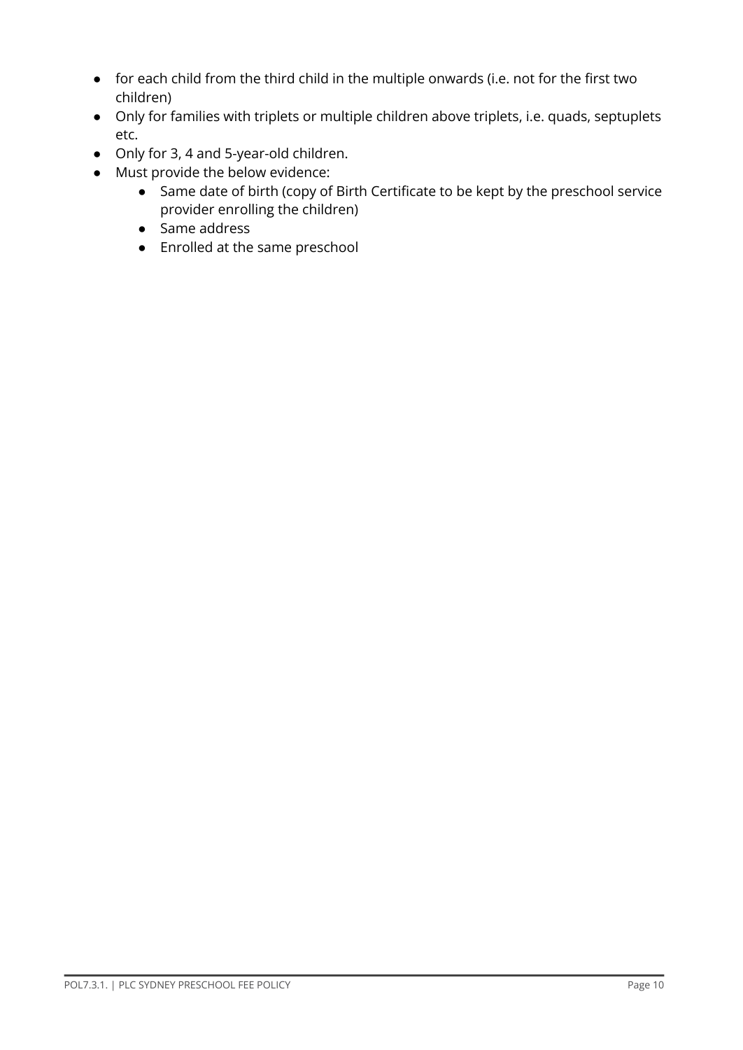- for each child from the third child in the multiple onwards (i.e. not for the first two children)
- Only for families with triplets or multiple children above triplets, i.e. quads, septuplets etc.
- Only for 3, 4 and 5-year-old children.
- Must provide the below evidence:
  - Same date of birth (copy of Birth Certificate to be kept by the preschool service provider enrolling the children)
  - Same address
  - Enrolled at the same preschool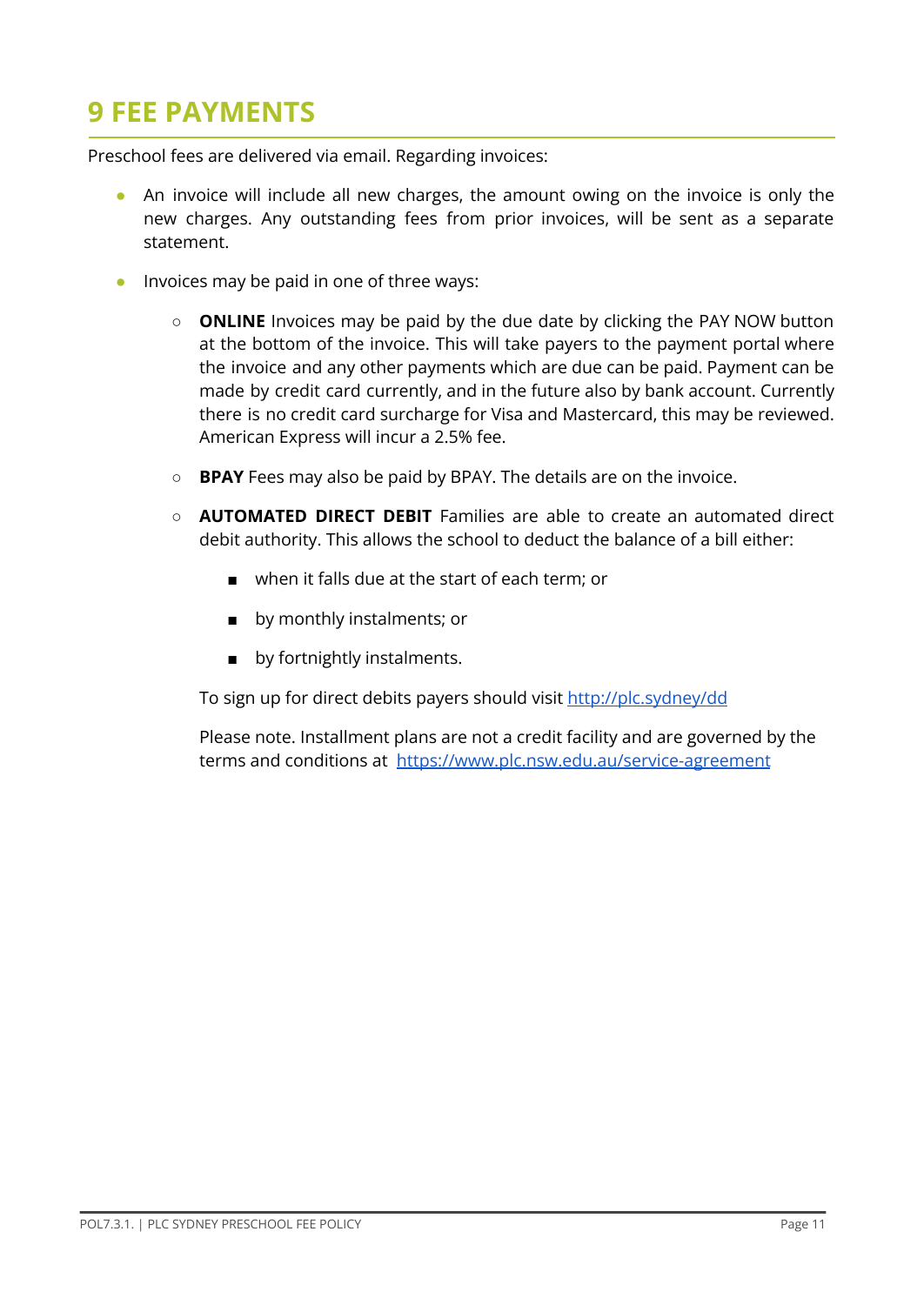# 9 FEE PAYMENTS

Preschool fees are delivered via email. Regarding invoices:

- An invoice will include all new charges, the amount owing on the invoice is only the new charges. Any outstanding fees from prior invoices, will be sent as a separate statement.
- Invoices may be paid in one of three ways:
  - **ONLINE** Invoices may be paid by the due date by clicking the PAY NOW button at the bottom of the invoice. This will take payers to the payment portal where the invoice and any other payments which are due can be paid. Payment can be made by credit card currently, and in the future also by bank account. Currently there is no credit card surcharge for Visa and Mastercard, this may be reviewed. American Express will incur a 2.5% fee.
  - **BPAY** Fees may also be paid by BPAY. The details are on the invoice.
  - **AUTOMATED DIRECT DEBIT** Families are able to create an automated direct debit authority. This allows the school to deduct the balance of a bill either:
    - when it falls due at the start of each term; or
    - by monthly instalments; or
    - by fortnightly instalments.

    To sign up for direct debits payers should visit [http://plc.sydney/dd](http://plc.sydney/dd)

    Please note. Installment plans are not a credit facility and are governed by the terms and conditions at [https://www.plc.nsw.edu.au/service-agreement](https://www.plc.nsw.edu.au/service-agreement)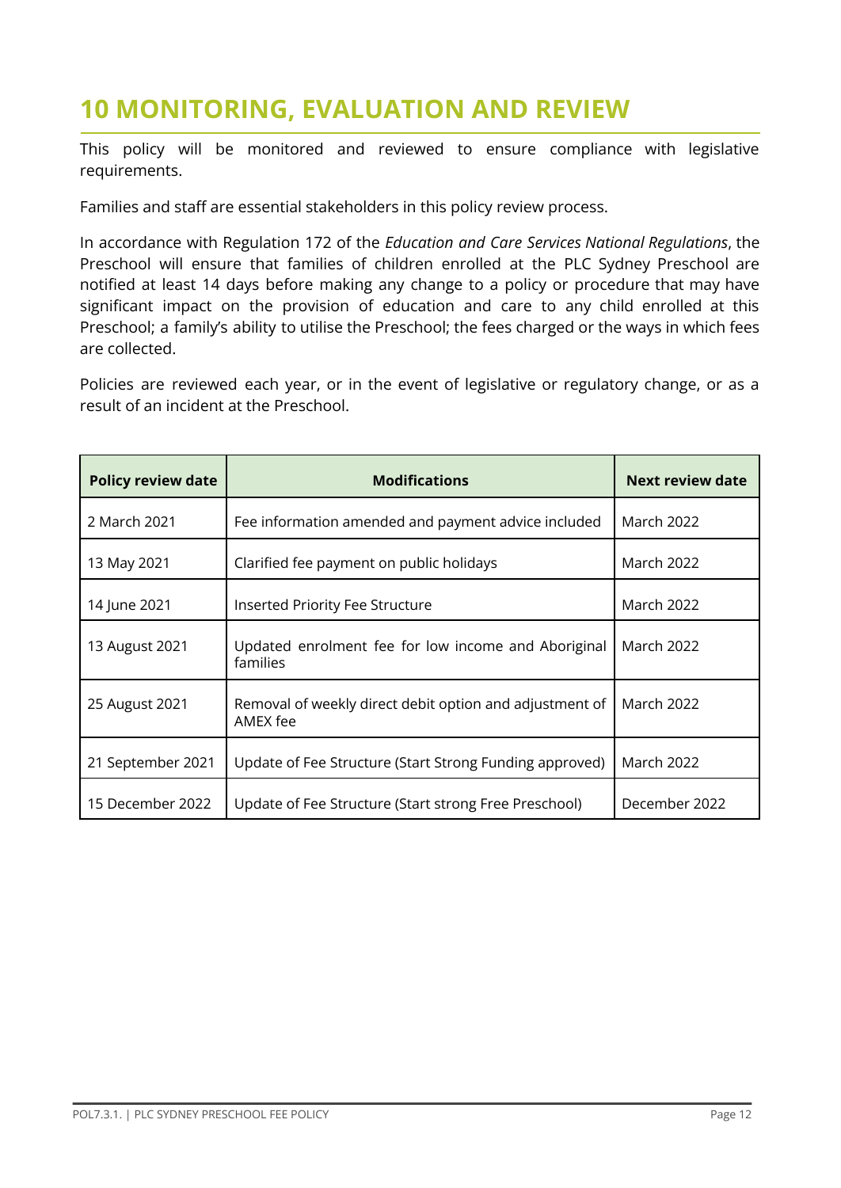# 10 MONITORING, EVALUATION AND REVIEW

This policy will be monitored and reviewed to ensure compliance with legislative requirements.

Families and staff are essential stakeholders in this policy review process.

In accordance with Regulation 172 of the *Education and Care Services National Regulations*, the Preschool will ensure that families of children enrolled at the PLC Sydney Preschool are notified at least 14 days before making any change to a policy or procedure that may have significant impact on the provision of education and care to any child enrolled at this Preschool; a family's ability to utilise the Preschool; the fees charged or the ways in which fees are collected.

Policies are reviewed each year, or in the event of legislative or regulatory change, or as a result of an incident at the Preschool.

| Policy review date | Modifications | Next review date |
|---|---|---|
| 2 March 2021 | Fee information amended and payment advice included | March 2022 |
| 13 May 2021 | Clarified fee payment on public holidays | March 2022 |
| 14 June 2021 | Inserted Priority Fee Structure | March 2022 |
| 13 August 2021 | Updated enrolment fee for low income and Aboriginal families | March 2022 |
| 25 August 2021 | Removal of weekly direct debit option and adjustment of AMEX fee | March 2022 |
| 21 September 2021 | Update of Fee Structure (Start Strong Funding approved) | March 2022 |
| 15 December 2022 | Update of Fee Structure (Start strong Free Preschool) | December 2022 |